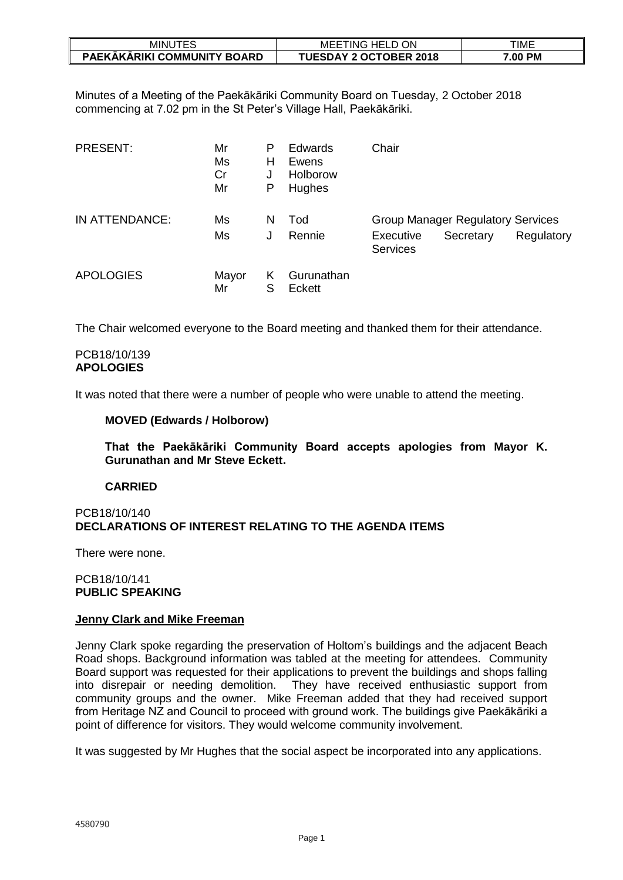| MINUTES | MEETING HELD ON | TIME |
|---|---|---|
| **PAEKĀKĀRIKI COMMUNITY BOARD** | **TUESDAY 2 OCTOBER 2018** | **7.00 PM** |

Minutes of a Meeting of the Paekākāriki Community Board on Tuesday, 2 October 2018 commencing at 7.02 pm in the St Peter's Village Hall, Paekākāriki.

| | | | | |
|---|---|---|---|---|
| PRESENT: | Mr | P | Edwards | Chair |
| | Ms | H | Ewens | |
| | Cr | J | Holborow | |
| | Mr | P | Hughes | |
| IN ATTENDANCE: | Ms | N | Tod | Group Manager Regulatory Services |
| | Ms | J | Rennie | Executive Secretary Regulatory Services |
| APOLOGIES | Mayor | K | Gurunathan | |
| | Mr | S | Eckett | |

The Chair welcomed everyone to the Board meeting and thanked them for their attendance.

PCB18/10/139
**APOLOGIES**

It was noted that there were a number of people who were unable to attend the meeting.

**MOVED (Edwards / Holborow)**

**That the Paekākāriki Community Board accepts apologies from Mayor K. Gurunathan and Mr Steve Eckett.**

**CARRIED**

PCB18/10/140
**DECLARATIONS OF INTEREST RELATING TO THE AGENDA ITEMS**

There were none.

PCB18/10/141
**PUBLIC SPEAKING**

**Jenny Clark and Mike Freeman**

Jenny Clark spoke regarding the preservation of Holtom's buildings and the adjacent Beach Road shops. Background information was tabled at the meeting for attendees. Community Board support was requested for their applications to prevent the buildings and shops falling into disrepair or needing demolition. They have received enthusiastic support from community groups and the owner. Mike Freeman added that they had received support from Heritage NZ and Council to proceed with ground work. The buildings give Paekākāriki a point of difference for visitors. They would welcome community involvement.

It was suggested by Mr Hughes that the social aspect be incorporated into any applications.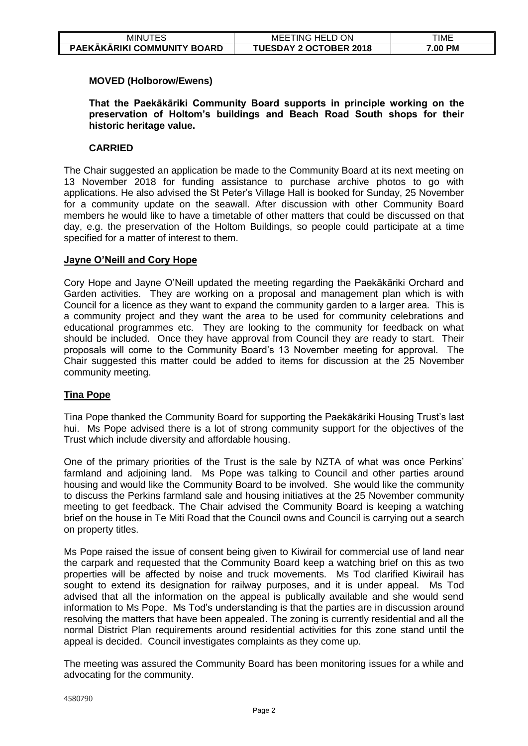**MOVED (Holborow/Ewens)**

**That the Paekākāriki Community Board supports in principle working on the preservation of Holtom's buildings and Beach Road South shops for their historic heritage value.**

**CARRIED**

The Chair suggested an application be made to the Community Board at its next meeting on 13 November 2018 for funding assistance to purchase archive photos to go with applications. He also advised the St Peter's Village Hall is booked for Sunday, 25 November for a community update on the seawall. After discussion with other Community Board members he would like to have a timetable of other matters that could be discussed on that day, e.g. the preservation of the Holtom Buildings, so people could participate at a time specified for a matter of interest to them.

**Jayne O'Neill and Cory Hope**

Cory Hope and Jayne O'Neill updated the meeting regarding the Paekākāriki Orchard and Garden activities. They are working on a proposal and management plan which is with Council for a licence as they want to expand the community garden to a larger area. This is a community project and they want the area to be used for community celebrations and educational programmes etc. They are looking to the community for feedback on what should be included. Once they have approval from Council they are ready to start. Their proposals will come to the Community Board's 13 November meeting for approval. The Chair suggested this matter could be added to items for discussion at the 25 November community meeting.

**Tina Pope**

Tina Pope thanked the Community Board for supporting the Paekākāriki Housing Trust's last hui. Ms Pope advised there is a lot of strong community support for the objectives of the Trust which include diversity and affordable housing.

One of the primary priorities of the Trust is the sale by NZTA of what was once Perkins' farmland and adjoining land. Ms Pope was talking to Council and other parties around housing and would like the Community Board to be involved. She would like the community to discuss the Perkins farmland sale and housing initiatives at the 25 November community meeting to get feedback. The Chair advised the Community Board is keeping a watching brief on the house in Te Miti Road that the Council owns and Council is carrying out a search on property titles.

Ms Pope raised the issue of consent being given to Kiwirail for commercial use of land near the carpark and requested that the Community Board keep a watching brief on this as two properties will be affected by noise and truck movements. Ms Tod clarified Kiwirail has sought to extend its designation for railway purposes, and it is under appeal. Ms Tod advised that all the information on the appeal is publically available and she would send information to Ms Pope. Ms Tod's understanding is that the parties are in discussion around resolving the matters that have been appealed. The zoning is currently residential and all the normal District Plan requirements around residential activities for this zone stand until the appeal is decided. Council investigates complaints as they come up.

The meeting was assured the Community Board has been monitoring issues for a while and advocating for the community.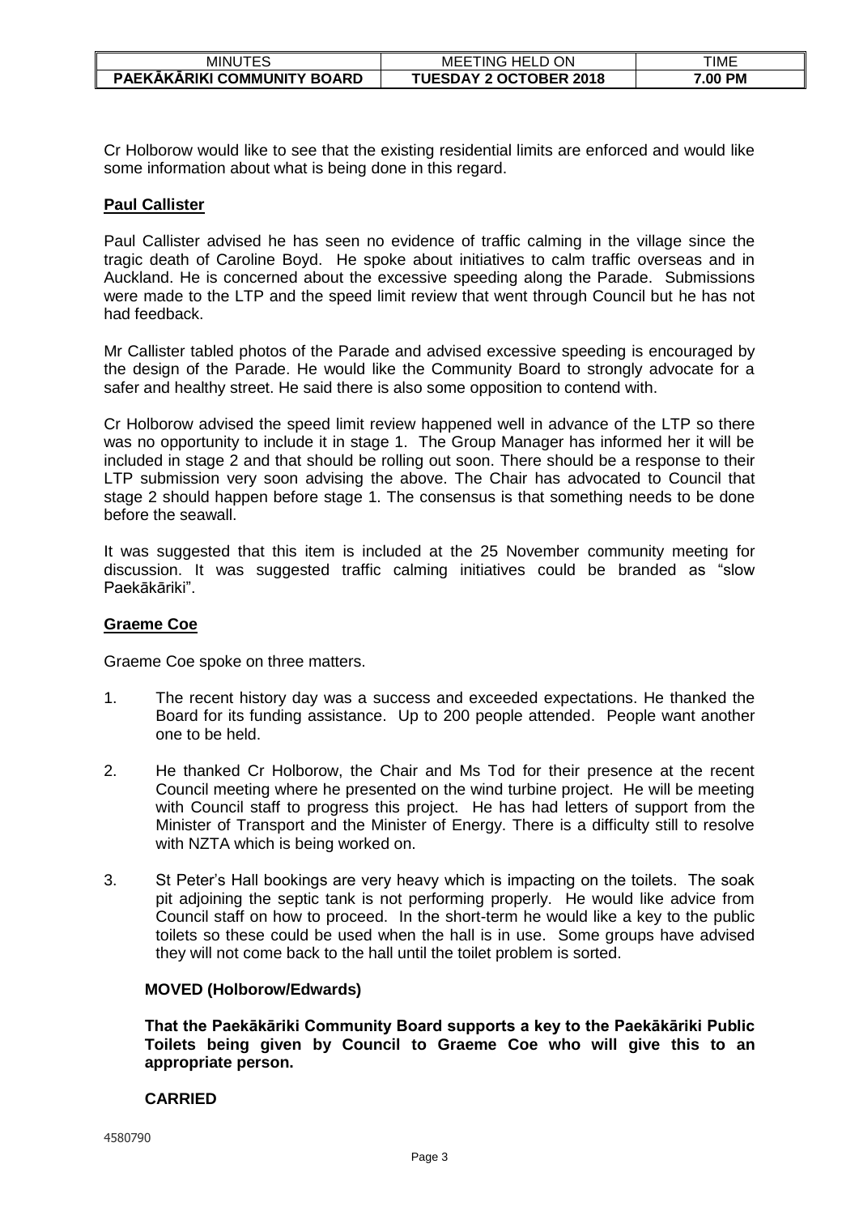Cr Holborow would like to see that the existing residential limits are enforced and would like some information about what is being done in this regard.

**Paul Callister**

Paul Callister advised he has seen no evidence of traffic calming in the village since the tragic death of Caroline Boyd. He spoke about initiatives to calm traffic overseas and in Auckland. He is concerned about the excessive speeding along the Parade. Submissions were made to the LTP and the speed limit review that went through Council but he has not had feedback.

Mr Callister tabled photos of the Parade and advised excessive speeding is encouraged by the design of the Parade. He would like the Community Board to strongly advocate for a safer and healthy street. He said there is also some opposition to contend with.

Cr Holborow advised the speed limit review happened well in advance of the LTP so there was no opportunity to include it in stage 1. The Group Manager has informed her it will be included in stage 2 and that should be rolling out soon. There should be a response to their LTP submission very soon advising the above. The Chair has advocated to Council that stage 2 should happen before stage 1. The consensus is that something needs to be done before the seawall.

It was suggested that this item is included at the 25 November community meeting for discussion. It was suggested traffic calming initiatives could be branded as "slow Paekākāriki".

**Graeme Coe**

Graeme Coe spoke on three matters.

1. The recent history day was a success and exceeded expectations. He thanked the Board for its funding assistance. Up to 200 people attended. People want another one to be held.

2. He thanked Cr Holborow, the Chair and Ms Tod for their presence at the recent Council meeting where he presented on the wind turbine project. He will be meeting with Council staff to progress this project. He has had letters of support from the Minister of Transport and the Minister of Energy. There is a difficulty still to resolve with NZTA which is being worked on.

3. St Peter's Hall bookings are very heavy which is impacting on the toilets. The soak pit adjoining the septic tank is not performing properly. He would like advice from Council staff on how to proceed. In the short-term he would like a key to the public toilets so these could be used when the hall is in use. Some groups have advised they will not come back to the hall until the toilet problem is sorted.

**MOVED (Holborow/Edwards)**

**That the Paekākāriki Community Board supports a key to the Paekākāriki Public Toilets being given by Council to Graeme Coe who will give this to an appropriate person.**

**CARRIED**

4580790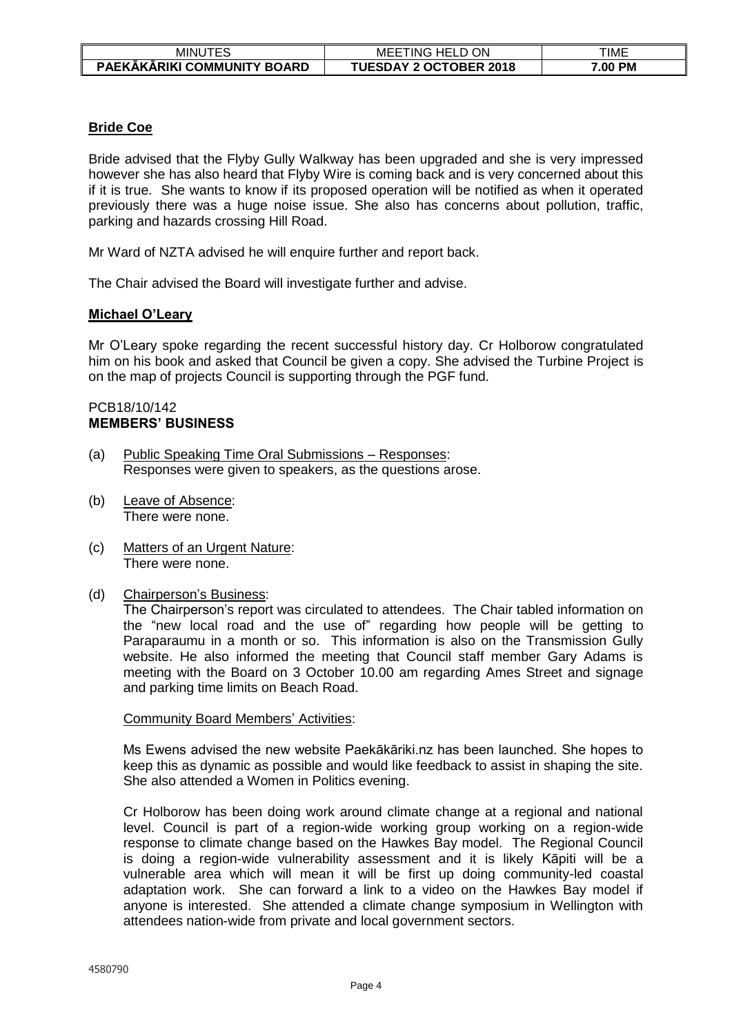**Bride Coe**

Bride advised that the Flyby Gully Walkway has been upgraded and she is very impressed however she has also heard that Flyby Wire is coming back and is very concerned about this if it is true. She wants to know if its proposed operation will be notified as when it operated previously there was a huge noise issue. She also has concerns about pollution, traffic, parking and hazards crossing Hill Road.

Mr Ward of NZTA advised he will enquire further and report back.

The Chair advised the Board will investigate further and advise.

**Michael O'Leary**

Mr O'Leary spoke regarding the recent successful history day. Cr Holborow congratulated him on his book and asked that Council be given a copy. She advised the Turbine Project is on the map of projects Council is supporting through the PGF fund.

PCB18/10/142
**MEMBERS' BUSINESS**

(a) Public Speaking Time Oral Submissions – Responses:
Responses were given to speakers, as the questions arose.

(b) Leave of Absence:
There were none.

(c) Matters of an Urgent Nature:
There were none.

(d) Chairperson's Business:
The Chairperson's report was circulated to attendees. The Chair tabled information on the "new local road and the use of" regarding how people will be getting to Paraparaumu in a month or so. This information is also on the Transmission Gully website. He also informed the meeting that Council staff member Gary Adams is meeting with the Board on 3 October 10.00 am regarding Ames Street and signage and parking time limits on Beach Road.

Community Board Members' Activities:

Ms Ewens advised the new website Paekākāriki.nz has been launched. She hopes to keep this as dynamic as possible and would like feedback to assist in shaping the site. She also attended a Women in Politics evening.

Cr Holborow has been doing work around climate change at a regional and national level. Council is part of a region-wide working group working on a region-wide response to climate change based on the Hawkes Bay model. The Regional Council is doing a region-wide vulnerability assessment and it is likely Kāpiti will be a vulnerable area which will mean it will be first up doing community-led coastal adaptation work. She can forward a link to a video on the Hawkes Bay model if anyone is interested. She attended a climate change symposium in Wellington with attendees nation-wide from private and local government sectors.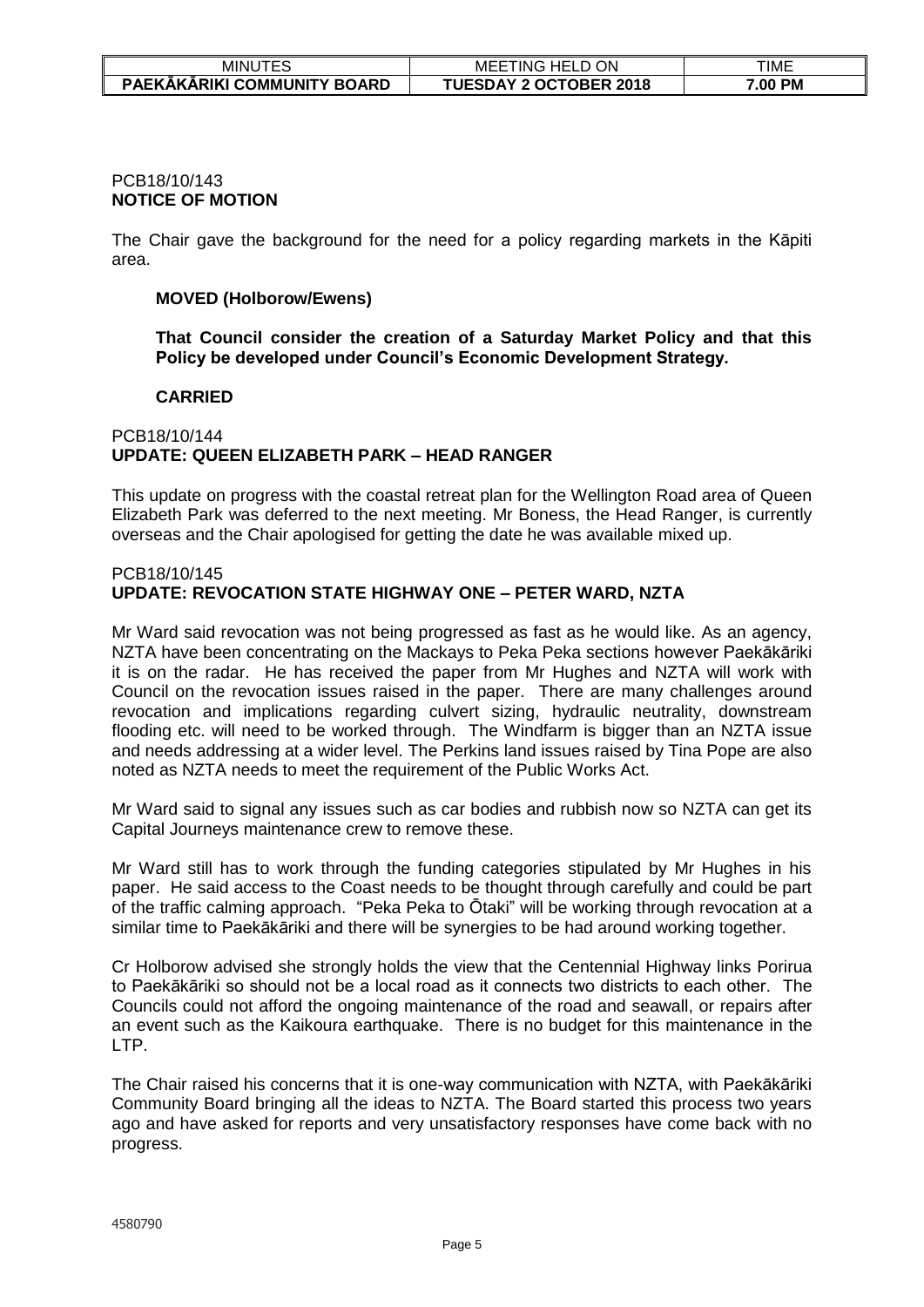PCB18/10/143
**NOTICE OF MOTION**

The Chair gave the background for the need for a policy regarding markets in the Kāpiti area.

**MOVED (Holborow/Ewens)**

**That Council consider the creation of a Saturday Market Policy and that this Policy be developed under Council's Economic Development Strategy.**

**CARRIED**

PCB18/10/144
**UPDATE: QUEEN ELIZABETH PARK – HEAD RANGER**

This update on progress with the coastal retreat plan for the Wellington Road area of Queen Elizabeth Park was deferred to the next meeting. Mr Boness, the Head Ranger, is currently overseas and the Chair apologised for getting the date he was available mixed up.

PCB18/10/145
**UPDATE: REVOCATION STATE HIGHWAY ONE – PETER WARD, NZTA**

Mr Ward said revocation was not being progressed as fast as he would like. As an agency, NZTA have been concentrating on the Mackays to Peka Peka sections however Paekākāriki it is on the radar. He has received the paper from Mr Hughes and NZTA will work with Council on the revocation issues raised in the paper. There are many challenges around revocation and implications regarding culvert sizing, hydraulic neutrality, downstream flooding etc. will need to be worked through. The Windfarm is bigger than an NZTA issue and needs addressing at a wider level. The Perkins land issues raised by Tina Pope are also noted as NZTA needs to meet the requirement of the Public Works Act.

Mr Ward said to signal any issues such as car bodies and rubbish now so NZTA can get its Capital Journeys maintenance crew to remove these.

Mr Ward still has to work through the funding categories stipulated by Mr Hughes in his paper. He said access to the Coast needs to be thought through carefully and could be part of the traffic calming approach. "Peka Peka to Ōtaki" will be working through revocation at a similar time to Paekākāriki and there will be synergies to be had around working together.

Cr Holborow advised she strongly holds the view that the Centennial Highway links Porirua to Paekākāriki so should not be a local road as it connects two districts to each other. The Councils could not afford the ongoing maintenance of the road and seawall, or repairs after an event such as the Kaikoura earthquake. There is no budget for this maintenance in the LTP.

The Chair raised his concerns that it is one-way communication with NZTA, with Paekākāriki Community Board bringing all the ideas to NZTA. The Board started this process two years ago and have asked for reports and very unsatisfactory responses have come back with no progress.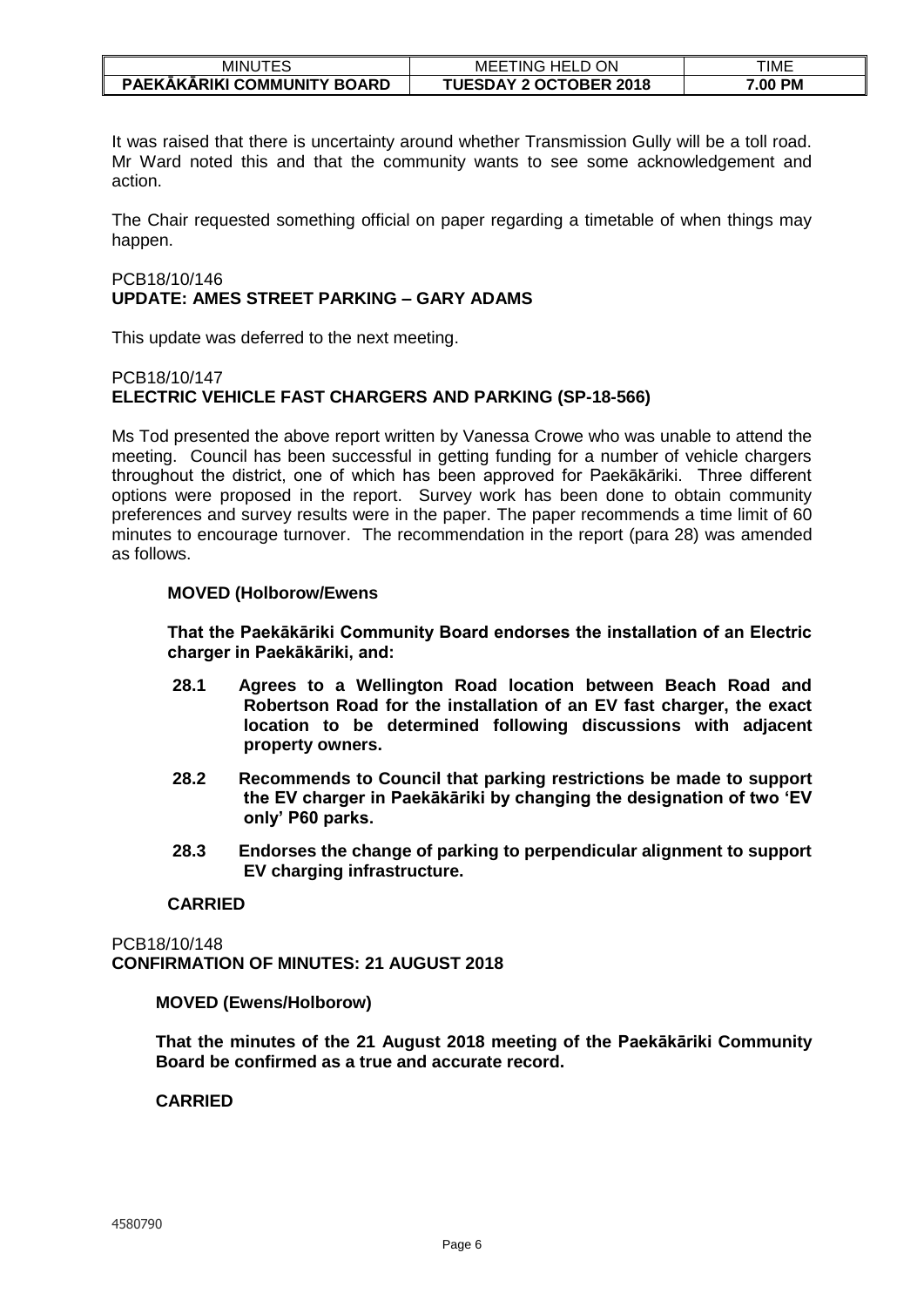It was raised that there is uncertainty around whether Transmission Gully will be a toll road. Mr Ward noted this and that the community wants to see some acknowledgement and action.

The Chair requested something official on paper regarding a timetable of when things may happen.

PCB18/10/146
**UPDATE: AMES STREET PARKING – GARY ADAMS**

This update was deferred to the next meeting.

PCB18/10/147
**ELECTRIC VEHICLE FAST CHARGERS AND PARKING (SP-18-566)**

Ms Tod presented the above report written by Vanessa Crowe who was unable to attend the meeting. Council has been successful in getting funding for a number of vehicle chargers throughout the district, one of which has been approved for Paekākāriki. Three different options were proposed in the report. Survey work has been done to obtain community preferences and survey results were in the paper. The paper recommends a time limit of 60 minutes to encourage turnover. The recommendation in the report (para 28) was amended as follows.

**MOVED (Holborow/Ewens**

**That the Paekākāriki Community Board endorses the installation of an Electric charger in Paekākāriki, and:**

**28.1 Agrees to a Wellington Road location between Beach Road and Robertson Road for the installation of an EV fast charger, the exact location to be determined following discussions with adjacent property owners.**

**28.2 Recommends to Council that parking restrictions be made to support the EV charger in Paekākāriki by changing the designation of two 'EV only' P60 parks.**

**28.3 Endorses the change of parking to perpendicular alignment to support EV charging infrastructure.**

**CARRIED**

PCB18/10/148
**CONFIRMATION OF MINUTES: 21 AUGUST 2018**

**MOVED (Ewens/Holborow)**

**That the minutes of the 21 August 2018 meeting of the Paekākāriki Community Board be confirmed as a true and accurate record.**

**CARRIED**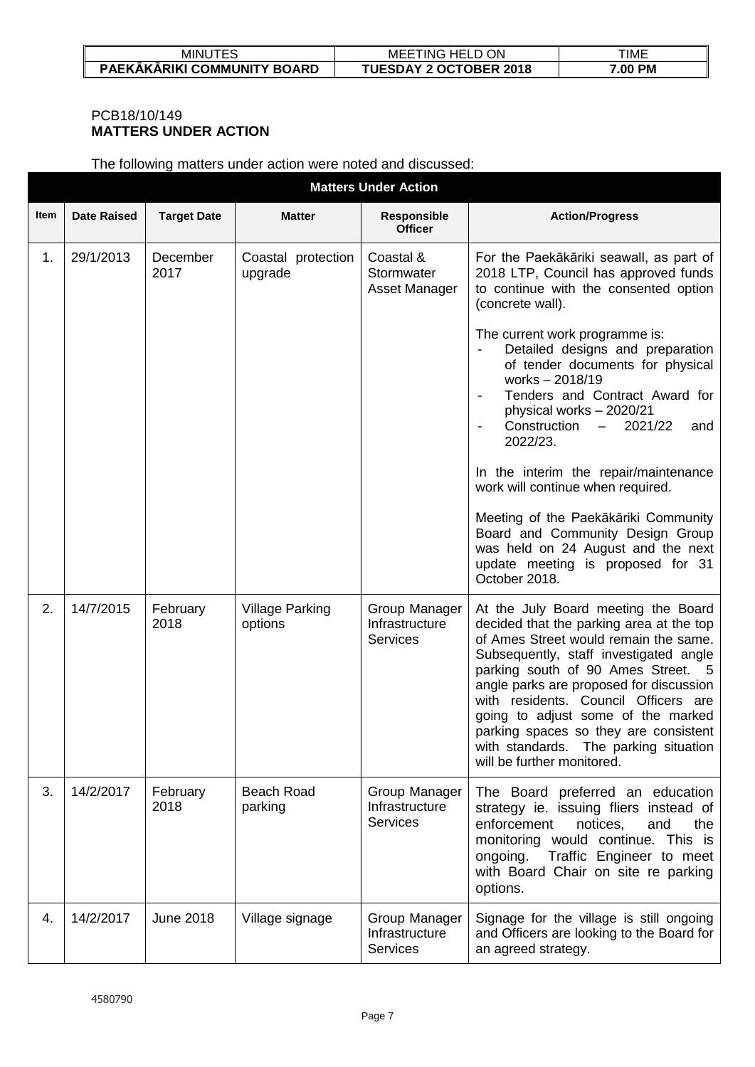PCB18/10/149
**MATTERS UNDER ACTION**

The following matters under action were noted and discussed:

| **Matters Under Action** | | | | | |
|---|---|---|---|---|---|
| **Item** | **Date Raised** | **Target Date** | **Matter** | **Responsible Officer** | **Action/Progress** |
| 1. | 29/1/2013 | December 2017 | Coastal protection upgrade | Coastal & Stormwater Asset Manager | For the Paekākāriki seawall, as part of 2018 LTP, Council has approved funds to continue with the consented option (concrete wall).<br><br>The current work programme is:<br>- Detailed designs and preparation of tender documents for physical works – 2018/19<br>- Tenders and Contract Award for physical works – 2020/21<br>- Construction – 2021/22 and 2022/23.<br><br>In the interim the repair/maintenance work will continue when required.<br><br>Meeting of the Paekākāriki Community Board and Community Design Group was held on 24 August and the next update meeting is proposed for 31 October 2018. |
| 2. | 14/7/2015 | February 2018 | Village Parking options | Group Manager Infrastructure Services | At the July Board meeting the Board decided that the parking area at the top of Ames Street would remain the same. Subsequently, staff investigated angle parking south of 90 Ames Street. 5 angle parks are proposed for discussion with residents. Council Officers are going to adjust some of the marked parking spaces so they are consistent with standards. The parking situation will be further monitored. |
| 3. | 14/2/2017 | February 2018 | Beach Road parking | Group Manager Infrastructure Services | The Board preferred an education strategy ie. issuing fliers instead of enforcement notices, and the monitoring would continue. This is ongoing. Traffic Engineer to meet with Board Chair on site re parking options. |
| 4. | 14/2/2017 | June 2018 | Village signage | Group Manager Infrastructure Services | Signage for the village is still ongoing and Officers are looking to the Board for an agreed strategy. |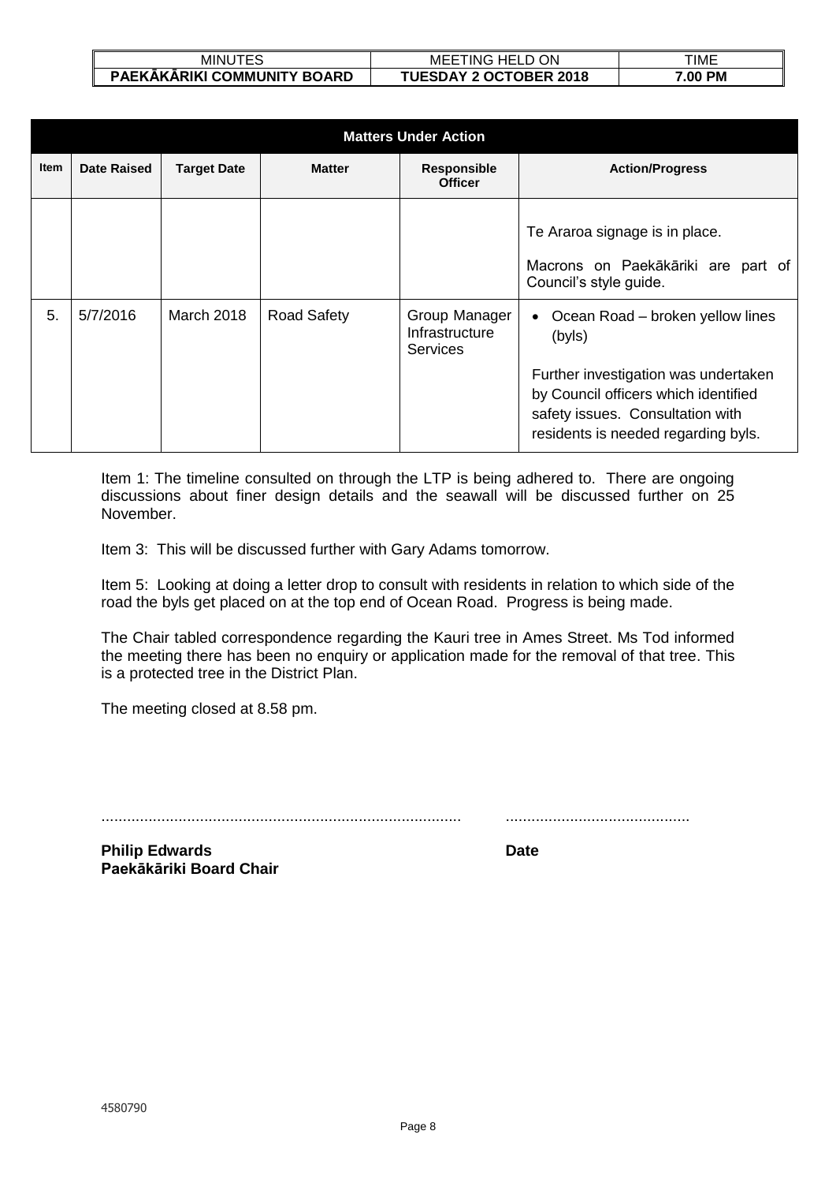| Matters Under Action | | | | | |
|---|---|---|---|---|---|
| **Item** | **Date Raised** | **Target Date** | **Matter** | **Responsible Officer** | **Action/Progress** |
| | | | | | Te Araroa signage is in place.<br><br>Macrons on Paekākāriki are part of Council's style guide. |
| 5. | 5/7/2016 | March 2018 | Road Safety | Group Manager Infrastructure Services | • Ocean Road – broken yellow lines (byls)<br><br>Further investigation was undertaken by Council officers which identified safety issues. Consultation with residents is needed regarding byls. |

Item 1: The timeline consulted on through the LTP is being adhered to. There are ongoing discussions about finer design details and the seawall will be discussed further on 25 November.

Item 3: This will be discussed further with Gary Adams tomorrow.

Item 5: Looking at doing a letter drop to consult with residents in relation to which side of the road the byls get placed on at the top end of Ocean Road. Progress is being made.

The Chair tabled correspondence regarding the Kauri tree in Ames Street. Ms Tod informed the meeting there has been no enquiry or application made for the removal of that tree. This is a protected tree in the District Plan.

The meeting closed at 8.58 pm.

.................................................................................... ...........................................

**Philip Edwards** **Date**
**Paekākāriki Board Chair**

4580790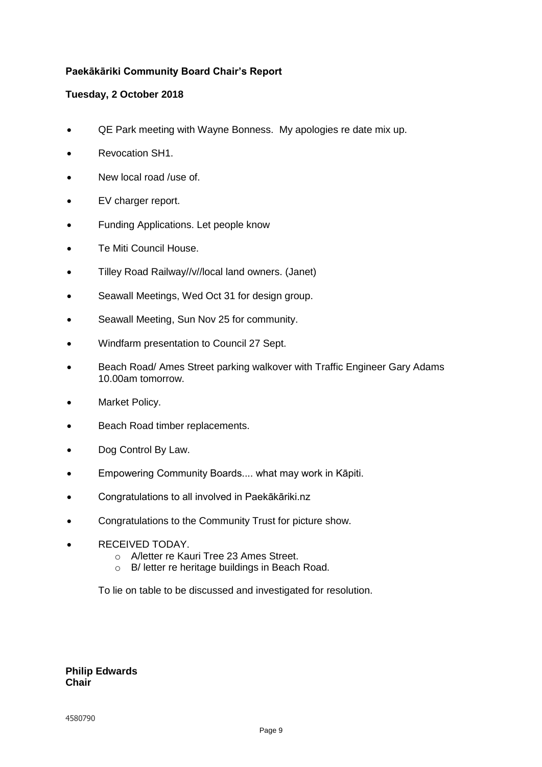**Paekākāriki Community Board Chair's Report**

**Tuesday, 2 October 2018**

- QE Park meeting with Wayne Bonness. My apologies re date mix up.
- Revocation SH1.
- New local road /use of.
- EV charger report.
- Funding Applications. Let people know
- Te Miti Council House.
- Tilley Road Railway//v//local land owners. (Janet)
- Seawall Meetings, Wed Oct 31 for design group.
- Seawall Meeting, Sun Nov 25 for community.
- Windfarm presentation to Council 27 Sept.
- Beach Road/ Ames Street parking walkover with Traffic Engineer Gary Adams 10.00am tomorrow.
- Market Policy.
- Beach Road timber replacements.
- Dog Control By Law.
- Empowering Community Boards.... what may work in Kāpiti.
- Congratulations to all involved in Paekākāriki.nz
- Congratulations to the Community Trust for picture show.
- RECEIVED TODAY.
  - A/letter re Kauri Tree 23 Ames Street.
  - B/ letter re heritage buildings in Beach Road.

  To lie on table to be discussed and investigated for resolution.

**Philip Edwards**
**Chair**

4580790